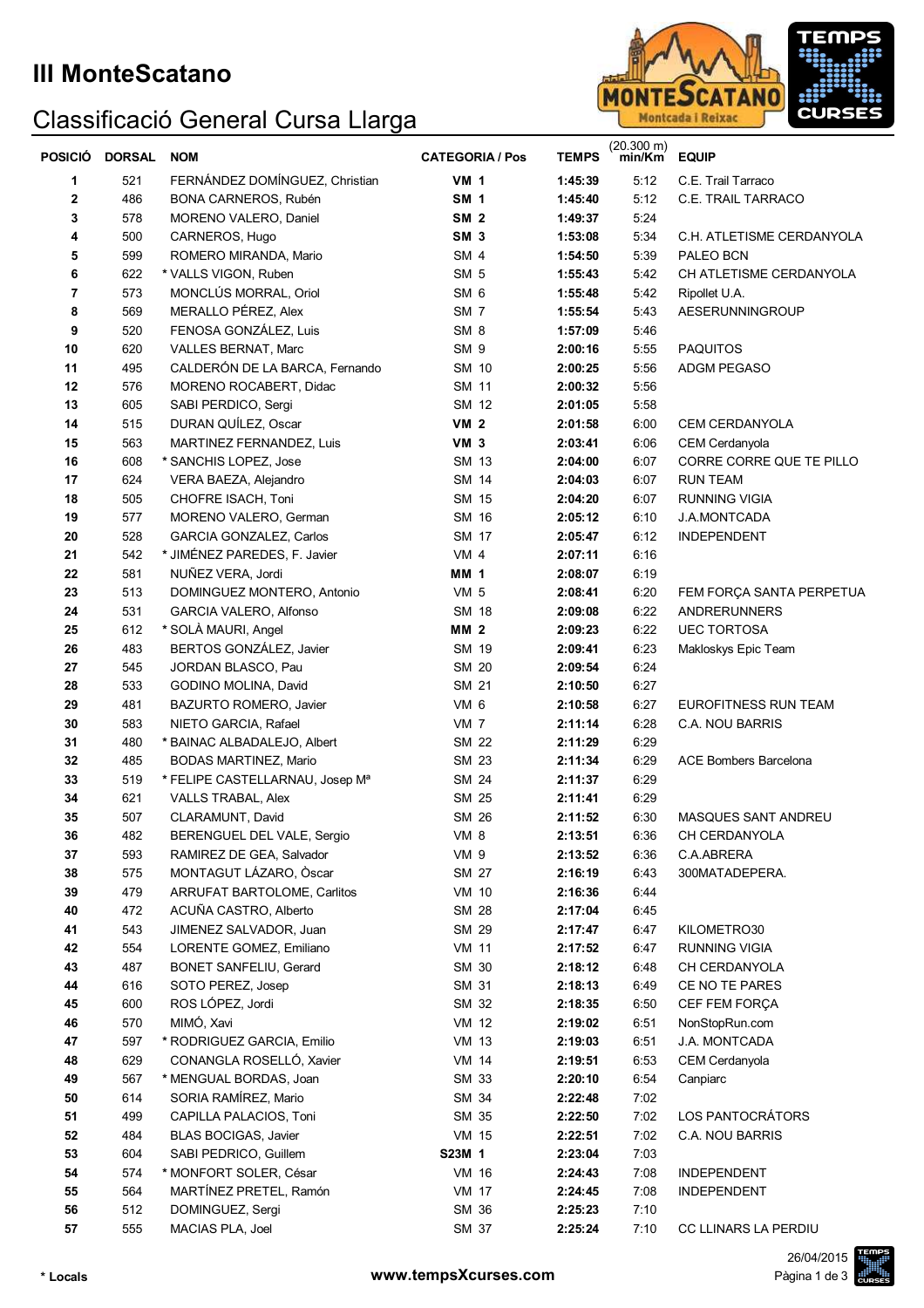# III MonteScatano

## Classificació General Cursa Llarga

| POSICIÓ | DORSAL | NOM | CATEGORIA / Pos | TEMPS | (20.300 m) min/Km | EQUIP |
|---|---|---|---|---|---|---|
| **1** | 521 | FERNÁNDEZ DOMÍNGUEZ, Christian | **VM 1** | **1:45:39** | 5:12 | C.E. Trail Tarraco |
| **2** | 486 | BONA CARNEROS, Rubén | **SM 1** | **1:45:40** | 5:12 | C.E. TRAIL TARRACO |
| **3** | 578 | MORENO VALERO, Daniel | **SM 2** | **1:49:37** | 5:24 | |
| **4** | 500 | CARNEROS, Hugo | **SM 3** | **1:53:08** | 5:34 | C.H. ATLETISME CERDANYOLA |
| **5** | 599 | ROMERO MIRANDA, Mario | SM 4 | **1:54:50** | 5:39 | PALEO BCN |
| **6** | 622 | * VALLS VIGON, Ruben | SM 5 | **1:55:43** | 5:42 | CH ATLETISME CERDANYOLA |
| **7** | 573 | MONCLÚS MORRAL, Oriol | SM 6 | **1:55:48** | 5:42 | Ripollet U.A. |
| **8** | 569 | MERALLO PÉREZ, Alex | SM 7 | **1:55:54** | 5:43 | AESERUNNINGROUP |
| **9** | 520 | FENOSA GONZÁLEZ, Luis | SM 8 | **1:57:09** | 5:46 | |
| **10** | 620 | VALLES BERNAT, Marc | SM 9 | **2:00:16** | 5:55 | PAQUITOS |
| **11** | 495 | CALDERÓN DE LA BARCA, Fernando | SM 10 | **2:00:25** | 5:56 | ADGM PEGASO |
| **12** | 576 | MORENO ROCABERT, Didac | SM 11 | **2:00:32** | 5:56 | |
| **13** | 605 | SABI PERDICO, Sergi | SM 12 | **2:01:05** | 5:58 | |
| **14** | 515 | DURAN QUÍLEZ, Oscar | **VM 2** | **2:01:58** | 6:00 | CEM CERDANYOLA |
| **15** | 563 | MARTINEZ FERNANDEZ, Luis | **VM 3** | **2:03:41** | 6:06 | CEM Cerdanyola |
| **16** | 608 | * SANCHIS LOPEZ, Jose | SM 13 | **2:04:00** | 6:07 | CORRE CORRE QUE TE PILLO |
| **17** | 624 | VERA BAEZA, Alejandro | SM 14 | **2:04:03** | 6:07 | RUN TEAM |
| **18** | 505 | CHOFRE ISACH, Toni | SM 15 | **2:04:20** | 6:07 | RUNNING VIGIA |
| **19** | 577 | MORENO VALERO, German | SM 16 | **2:05:12** | 6:10 | J.A.MONTCADA |
| **20** | 528 | GARCIA GONZALEZ, Carlos | SM 17 | **2:05:47** | 6:12 | INDEPENDENT |
| **21** | 542 | * JIMÉNEZ PAREDES, F. Javier | VM 4 | **2:07:11** | 6:16 | |
| **22** | 581 | NUÑEZ VERA, Jordi | **MM 1** | **2:08:07** | 6:19 | |
| **23** | 513 | DOMINGUEZ MONTERO, Antonio | VM 5 | **2:08:41** | 6:20 | FEM FORÇA SANTA PERPETUA |
| **24** | 531 | GARCIA VALERO, Alfonso | SM 18 | **2:09:08** | 6:22 | ANDRERUNNERS |
| **25** | 612 | * SOLÀ MAURI, Angel | **MM 2** | **2:09:23** | 6:22 | UEC TORTOSA |
| **26** | 483 | BERTOS GONZÁLEZ, Javier | SM 19 | **2:09:41** | 6:23 | Makloskys Epic Team |
| **27** | 545 | JORDAN BLASCO, Pau | SM 20 | **2:09:54** | 6:24 | |
| **28** | 533 | GODINO MOLINA, David | SM 21 | **2:10:50** | 6:27 | |
| **29** | 481 | BAZURTO ROMERO, Javier | VM 6 | **2:10:58** | 6:27 | EUROFITNESS RUN TEAM |
| **30** | 583 | NIETO GARCIA, Rafael | VM 7 | **2:11:14** | 6:28 | C.A. NOU BARRIS |
| **31** | 480 | * BAINAC ALBADALEJO, Albert | SM 22 | **2:11:29** | 6:29 | |
| **32** | 485 | BODAS MARTINEZ, Mario | SM 23 | **2:11:34** | 6:29 | ACE Bombers Barcelona |
| **33** | 519 | * FELIPE CASTELLARNAU, Josep Mª | SM 24 | **2:11:37** | 6:29 | |
| **34** | 621 | VALLS TRABAL, Alex | SM 25 | **2:11:41** | 6:29 | |
| **35** | 507 | CLARAMUNT, David | SM 26 | **2:11:52** | 6:30 | MASQUES SANT ANDREU |
| **36** | 482 | BERENGUEL DEL VALE, Sergio | VM 8 | **2:13:51** | 6:36 | CH CERDANYOLA |
| **37** | 593 | RAMIREZ DE GEA, Salvador | VM 9 | **2:13:52** | 6:36 | C.A.ABRERA |
| **38** | 575 | MONTAGUT LÁZARO, Òscar | SM 27 | **2:16:19** | 6:43 | 300MATADEPERA. |
| **39** | 479 | ARRUFAT BARTOLOME, Carlitos | VM 10 | **2:16:36** | 6:44 | |
| **40** | 472 | ACUÑA CASTRO, Alberto | SM 28 | **2:17:04** | 6:45 | |
| **41** | 543 | JIMENEZ SALVADOR, Juan | SM 29 | **2:17:47** | 6:47 | KILOMETRO30 |
| **42** | 554 | LORENTE GOMEZ, Emiliano | VM 11 | **2:17:52** | 6:47 | RUNNING VIGIA |
| **43** | 487 | BONET SANFELIU, Gerard | SM 30 | **2:18:12** | 6:48 | CH CERDANYOLA |
| **44** | 616 | SOTO PEREZ, Josep | SM 31 | **2:18:13** | 6:49 | CE NO TE PARES |
| **45** | 600 | ROS LÓPEZ, Jordi | SM 32 | **2:18:35** | 6:50 | CEF FEM FORÇA |
| **46** | 570 | MIMÓ, Xavi | VM 12 | **2:19:02** | 6:51 | NonStopRun.com |
| **47** | 597 | * RODRIGUEZ GARCIA, Emilio | VM 13 | **2:19:03** | 6:51 | J.A. MONTCADA |
| **48** | 629 | CONANGLA ROSELLÓ, Xavier | VM 14 | **2:19:51** | 6:53 | CEM Cerdanyola |
| **49** | 567 | * MENGUAL BORDAS, Joan | SM 33 | **2:20:10** | 6:54 | Canpiarc |
| **50** | 614 | SORIA RAMÍREZ, Mario | SM 34 | **2:22:48** | 7:02 | |
| **51** | 499 | CAPILLA PALACIOS, Toni | SM 35 | **2:22:50** | 7:02 | LOS PANTOCRÁTORS |
| **52** | 484 | BLAS BOCIGAS, Javier | VM 15 | **2:22:51** | 7:02 | C.A. NOU BARRIS |
| **53** | 604 | SABI PEDRICO, Guillem | **S23M 1** | **2:23:04** | 7:03 | |
| **54** | 574 | * MONFORT SOLER, César | VM 16 | **2:24:43** | 7:08 | INDEPENDENT |
| **55** | 564 | MARTÍNEZ PRETEL, Ramón | VM 17 | **2:24:45** | 7:08 | INDEPENDENT |
| **56** | 512 | DOMINGUEZ, Sergi | SM 36 | **2:25:23** | 7:10 | |
| **57** | 555 | MACIAS PLA, Joel | SM 37 | **2:25:24** | 7:10 | CC LLINARS LA PERDIU |

**\* Locals**

**www.tempsXcurses.com**

26/04/2015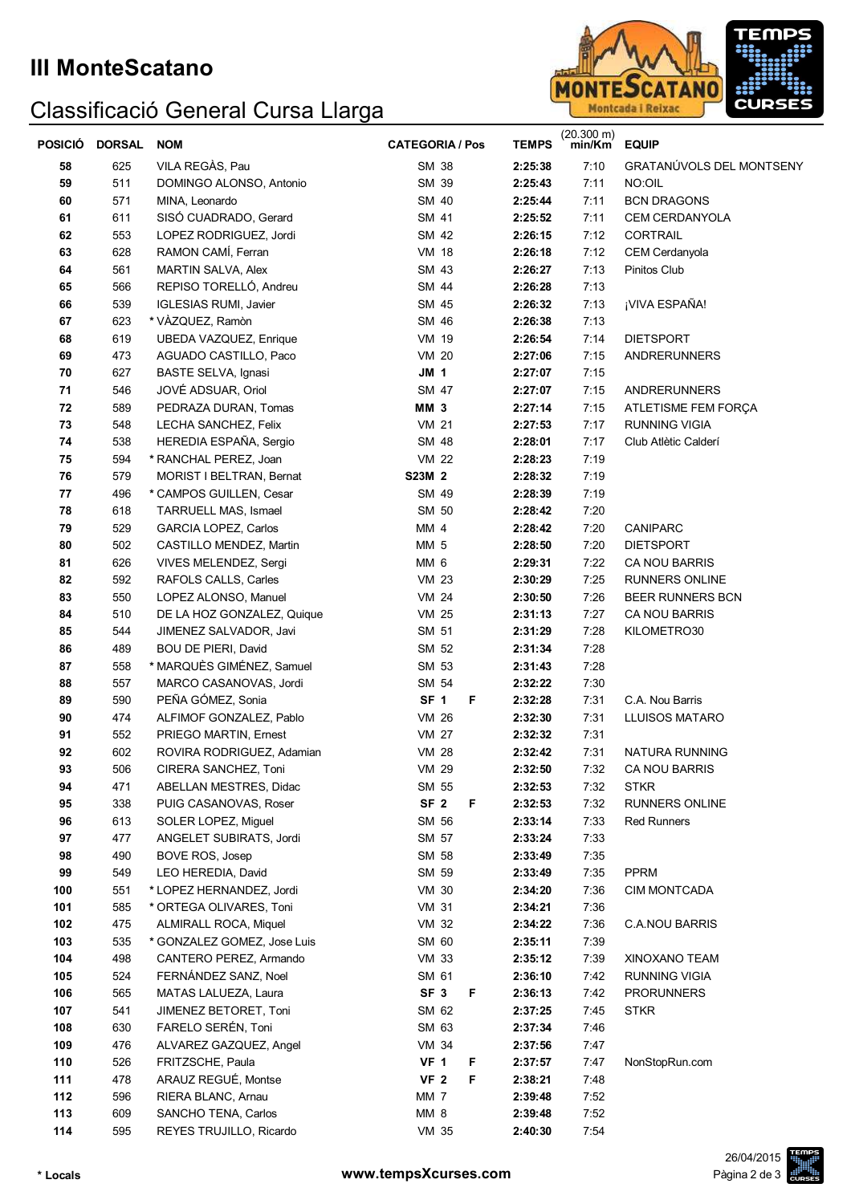# III MonteScatano

## Classificació General Cursa Llarga

| POSICIÓ | DORSAL | NOM | CATEGORIA / Pos | | TEMPS | (20.300 m) min/Km | EQUIP |
|---|---|---|---|---|---|---|---|
| 58 | 625 | VILA REGÀS, Pau | SM 38 | | 2:25:38 | 7:10 | GRATANÚVOLS DEL MONTSENY |
| 59 | 511 | DOMINGO ALONSO, Antonio | SM 39 | | 2:25:43 | 7:11 | NO:OIL |
| 60 | 571 | MINA, Leonardo | SM 40 | | 2:25:44 | 7:11 | BCN DRAGONS |
| 61 | 611 | SISÓ CUADRADO, Gerard | SM 41 | | 2:25:52 | 7:11 | CEM CERDANYOLA |
| 62 | 553 | LOPEZ RODRIGUEZ, Jordi | SM 42 | | 2:26:15 | 7:12 | CORTRAIL |
| 63 | 628 | RAMON CAMÍ, Ferran | VM 18 | | 2:26:18 | 7:12 | CEM Cerdanyola |
| 64 | 561 | MARTIN SALVA, Alex | SM 43 | | 2:26:27 | 7:13 | Pinitos Club |
| 65 | 566 | REPISO TORELLÓ, Andreu | SM 44 | | 2:26:28 | 7:13 | |
| 66 | 539 | IGLESIAS RUMI, Javier | SM 45 | | 2:26:32 | 7:13 | ¡VIVA ESPAÑA! |
| 67 | 623 | * VÀZQUEZ, Ramòn | SM 46 | | 2:26:38 | 7:13 | |
| 68 | 619 | UBEDA VAZQUEZ, Enrique | VM 19 | | 2:26:54 | 7:14 | DIETSPORT |
| 69 | 473 | AGUADO CASTILLO, Paco | VM 20 | | 2:27:06 | 7:15 | ANDRERUNNERS |
| 70 | 627 | BASTE SELVA, Ignasi | **JM 1** | | 2:27:07 | 7:15 | |
| 71 | 546 | JOVÉ ADSUAR, Oriol | SM 47 | | 2:27:07 | 7:15 | ANDRERUNNERS |
| 72 | 589 | PEDRAZA DURAN, Tomas | **MM 3** | | 2:27:14 | 7:15 | ATLETISME FEM FORÇA |
| 73 | 548 | LECHA SANCHEZ, Felix | VM 21 | | 2:27:53 | 7:17 | RUNNING VIGIA |
| 74 | 538 | HEREDIA ESPAÑA, Sergio | SM 48 | | 2:28:01 | 7:17 | Club Atlètic Calderí |
| 75 | 594 | * RANCHAL PEREZ, Joan | VM 22 | | 2:28:23 | 7:19 | |
| 76 | 579 | MORIST I BELTRAN, Bernat | **S23M 2** | | 2:28:32 | 7:19 | |
| 77 | 496 | * CAMPOS GUILLEN, Cesar | SM 49 | | 2:28:39 | 7:19 | |
| 78 | 618 | TARRUELL MAS, Ismael | SM 50 | | 2:28:42 | 7:20 | |
| 79 | 529 | GARCIA LOPEZ, Carlos | MM 4 | | 2:28:42 | 7:20 | CANIPARC |
| 80 | 502 | CASTILLO MENDEZ, Martin | MM 5 | | 2:28:50 | 7:20 | DIETSPORT |
| 81 | 626 | VIVES MELENDEZ, Sergi | MM 6 | | 2:29:31 | 7:22 | CA NOU BARRIS |
| 82 | 592 | RAFOLS CALLS, Carles | VM 23 | | 2:30:29 | 7:25 | RUNNERS ONLINE |
| 83 | 550 | LOPEZ ALONSO, Manuel | VM 24 | | 2:30:50 | 7:26 | BEER RUNNERS BCN |
| 84 | 510 | DE LA HOZ GONZALEZ, Quique | VM 25 | | 2:31:13 | 7:27 | CA NOU BARRIS |
| 85 | 544 | JIMENEZ SALVADOR, Javi | SM 51 | | 2:31:29 | 7:28 | KILOMETRO30 |
| 86 | 489 | BOU DE PIERI, David | SM 52 | | 2:31:34 | 7:28 | |
| 87 | 558 | * MARQUÈS GIMÉNEZ, Samuel | SM 53 | | 2:31:43 | 7:28 | |
| 88 | 557 | MARCO CASANOVAS, Jordi | SM 54 | | 2:32:22 | 7:30 | |
| 89 | 590 | PEÑA GÓMEZ, Sonia | **SF 1** | F | 2:32:28 | 7:31 | C.A. Nou Barris |
| 90 | 474 | ALFIMOF GONZALEZ, Pablo | VM 26 | | 2:32:30 | 7:31 | LLUISOS MATARO |
| 91 | 552 | PRIEGO MARTIN, Ernest | VM 27 | | 2:32:32 | 7:31 | |
| 92 | 602 | ROVIRA RODRIGUEZ, Adamian | VM 28 | | 2:32:42 | 7:31 | NATURA RUNNING |
| 93 | 506 | CIRERA SANCHEZ, Toni | VM 29 | | 2:32:50 | 7:32 | CA NOU BARRIS |
| 94 | 471 | ABELLAN MESTRES, Didac | SM 55 | | 2:32:53 | 7:32 | STKR |
| 95 | 338 | PUIG CASANOVAS, Roser | **SF 2** | F | 2:32:53 | 7:32 | RUNNERS ONLINE |
| 96 | 613 | SOLER LOPEZ, Miguel | SM 56 | | 2:33:14 | 7:33 | Red Runners |
| 97 | 477 | ANGELET SUBIRATS, Jordi | SM 57 | | 2:33:24 | 7:33 | |
| 98 | 490 | BOVE ROS, Josep | SM 58 | | 2:33:49 | 7:35 | |
| 99 | 549 | LEO HEREDIA, David | SM 59 | | 2:33:49 | 7:35 | PPRM |
| 100 | 551 | * LOPEZ HERNANDEZ, Jordi | VM 30 | | 2:34:20 | 7:36 | CIM MONTCADA |
| 101 | 585 | * ORTEGA OLIVARES, Toni | VM 31 | | 2:34:21 | 7:36 | |
| 102 | 475 | ALMIRALL ROCA, Miquel | VM 32 | | 2:34:22 | 7:36 | C.A.NOU BARRIS |
| 103 | 535 | * GONZALEZ GOMEZ, Jose Luis | SM 60 | | 2:35:11 | 7:39 | |
| 104 | 498 | CANTERO PEREZ, Armando | VM 33 | | 2:35:12 | 7:39 | XINOXANO TEAM |
| 105 | 524 | FERNÁNDEZ SANZ, Noel | SM 61 | | 2:36:10 | 7:42 | RUNNING VIGIA |
| 106 | 565 | MATAS LALUEZA, Laura | **SF 3** | F | 2:36:13 | 7:42 | PRORUNNERS |
| 107 | 541 | JIMENEZ BETORET, Toni | SM 62 | | 2:37:25 | 7:45 | STKR |
| 108 | 630 | FARELO SERÉN, Toni | SM 63 | | 2:37:34 | 7:46 | |
| 109 | 476 | ALVAREZ GAZQUEZ, Angel | VM 34 | | 2:37:56 | 7:47 | |
| 110 | 526 | FRITZSCHE, Paula | **VF 1** | F | 2:37:57 | 7:47 | NonStopRun.com |
| 111 | 478 | ARAUZ REGUÉ, Montse | **VF 2** | F | 2:38:21 | 7:48 | |
| 112 | 596 | RIERA BLANC, Arnau | MM 7 | | 2:39:48 | 7:52 | |
| 113 | 609 | SANCHO TENA, Carlos | MM 8 | | 2:39:48 | 7:52 | |
| 114 | 595 | REYES TRUJILLO, Ricardo | VM 35 | | 2:40:30 | 7:54 | |

\* Locals

www.tempsXcurses.com

26/04/2015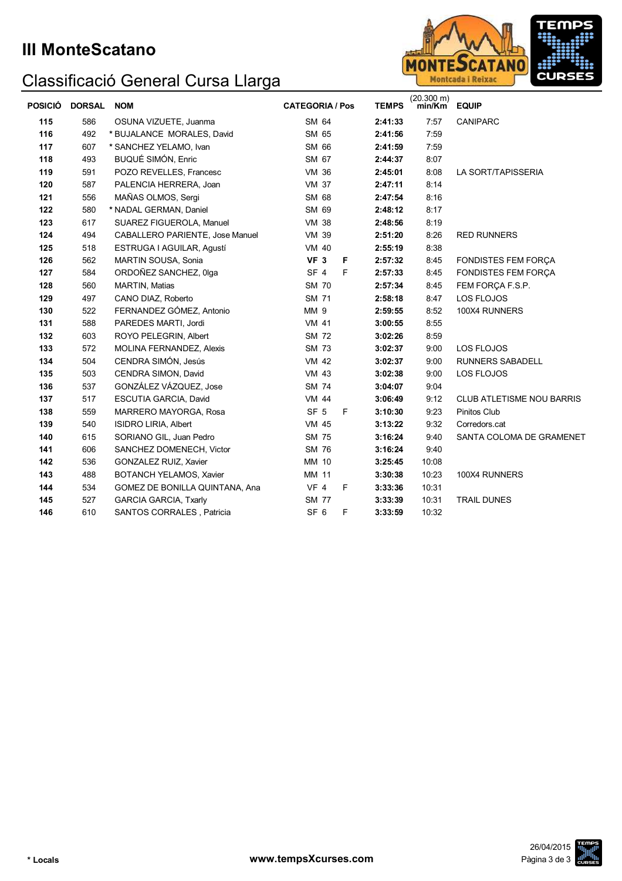# III MonteScatano

## Classificació General Cursa Llarga

| POSICIÓ | DORSAL | NOM | CATEGORIA / Pos | | TEMPS | (20.300 m) min/Km | EQUIP |
|---|---|---|---|---|---|---|---|
| 115 | 586 | OSUNA VIZUETE, Juanma | SM 64 | | 2:41:33 | 7:57 | CANIPARC |
| 116 | 492 | * BUJALANCE MORALES, David | SM 65 | | 2:41:56 | 7:59 | |
| 117 | 607 | * SANCHEZ YELAMO, Ivan | SM 66 | | 2:41:59 | 7:59 | |
| 118 | 493 | BUQUÉ SIMÓN, Enric | SM 67 | | 2:44:37 | 8:07 | |
| 119 | 591 | POZO REVELLES, Francesc | VM 36 | | 2:45:01 | 8:08 | LA SORT/TAPISSERIA |
| 120 | 587 | PALENCIA HERRERA, Joan | VM 37 | | 2:47:11 | 8:14 | |
| 121 | 556 | MAÑAS OLMOS, Sergi | SM 68 | | 2:47:54 | 8:16 | |
| 122 | 580 | * NADAL GERMAN, Daniel | SM 69 | | 2:48:12 | 8:17 | |
| 123 | 617 | SUAREZ FIGUEROLA, Manuel | VM 38 | | 2:48:56 | 8:19 | |
| 124 | 494 | CABALLERO PARIENTE, Jose Manuel | VM 39 | | 2:51:20 | 8:26 | RED RUNNERS |
| 125 | 518 | ESTRUGA I AGUILAR, Agustí | VM 40 | | 2:55:19 | 8:38 | |
| 126 | 562 | MARTIN SOUSA, Sonia | **VF 3** | **F** | 2:57:32 | 8:45 | FONDISTES FEM FORÇA |
| 127 | 584 | ORDOÑEZ SANCHEZ, 0lga | SF 4 | F | 2:57:33 | 8:45 | FONDISTES FEM FORÇA |
| 128 | 560 | MARTIN, Matias | SM 70 | | 2:57:34 | 8:45 | FEM FORÇA F.S.P. |
| 129 | 497 | CANO DIAZ, Roberto | SM 71 | | 2:58:18 | 8:47 | LOS FLOJOS |
| 130 | 522 | FERNANDEZ GÓMEZ, Antonio | MM 9 | | 2:59:55 | 8:52 | 100X4 RUNNERS |
| 131 | 588 | PAREDES MARTI, Jordi | VM 41 | | 3:00:55 | 8:55 | |
| 132 | 603 | ROYO PELEGRIN, Albert | SM 72 | | 3:02:26 | 8:59 | |
| 133 | 572 | MOLINA FERNANDEZ, Alexis | SM 73 | | 3:02:37 | 9:00 | LOS FLOJOS |
| 134 | 504 | CENDRA SIMÓN, Jesús | VM 42 | | 3:02:37 | 9:00 | RUNNERS SABADELL |
| 135 | 503 | CENDRA SIMON, David | VM 43 | | 3:02:38 | 9:00 | LOS FLOJOS |
| 136 | 537 | GONZÁLEZ VÁZQUEZ, Jose | SM 74 | | 3:04:07 | 9:04 | |
| 137 | 517 | ESCUTIA GARCIA, David | VM 44 | | 3:06:49 | 9:12 | CLUB ATLETISME NOU BARRIS |
| 138 | 559 | MARRERO MAYORGA, Rosa | SF 5 | F | 3:10:30 | 9:23 | Pinitos Club |
| 139 | 540 | ISIDRO LIRIA, Albert | VM 45 | | 3:13:22 | 9:32 | Corredors.cat |
| 140 | 615 | SORIANO GIL, Juan Pedro | SM 75 | | 3:16:24 | 9:40 | SANTA COLOMA DE GRAMENET |
| 141 | 606 | SANCHEZ DOMENECH, Victor | SM 76 | | 3:16:24 | 9:40 | |
| 142 | 536 | GONZALEZ RUIZ, Xavier | MM 10 | | 3:25:45 | 10:08 | |
| 143 | 488 | BOTANCH YELAMOS, Xavier | MM 11 | | 3:30:38 | 10:23 | 100X4 RUNNERS |
| 144 | 534 | GOMEZ DE BONILLA QUINTANA, Ana | VF 4 | F | 3:33:36 | 10:31 | |
| 145 | 527 | GARCIA GARCIA, Txarly | SM 77 | | 3:33:39 | 10:31 | TRAIL DUNES |
| 146 | 610 | SANTOS CORRALES , Patricia | SF 6 | F | 3:33:59 | 10:32 | |

**\* Locals**

**www.tempsXcurses.com**

26/04/2015